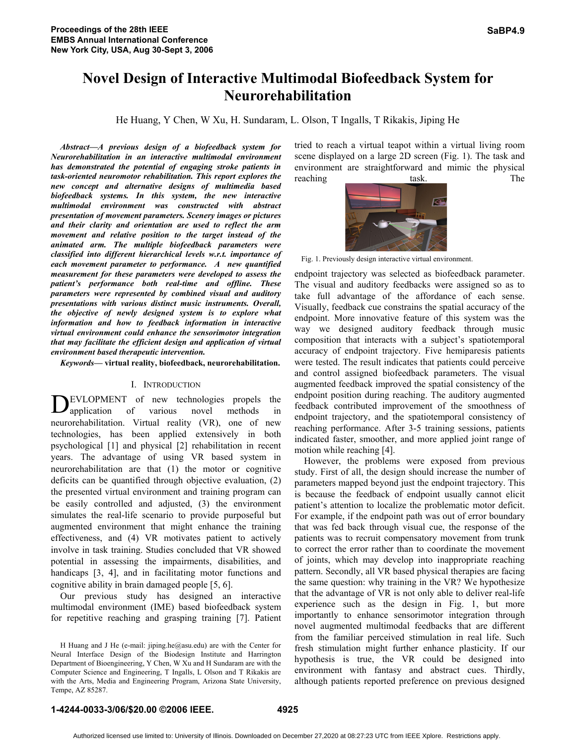# Novel Design of Interactive Multimodal Biofeedback System for Neurorehabilitation

He Huang, Y Chen, W Xu, H. Sundaram, L. Olson, T Ingalls, T Rikakis, Jiping He

***Abstract*—*A previous design of a biofeedback system for Neurorehabilitation in an interactive multimodal environment has demonstrated the potential of engaging stroke patients in task-oriented neuromotor rehabilitation. This report explores the new concept and alternative designs of multimedia based biofeedback systems. In this system, the new interactive multimodal environment was constructed with abstract presentation of movement parameters. Scenery images or pictures and their clarity and orientation are used to reflect the arm movement and relative position to the target instead of the animated arm. The multiple biofeedback parameters were classified into different hierarchical levels w.r.t. importance of each movement parameter to performance. A new quantified measurement for these parameters were developed to assess the patient's performance both real-time and offline. These parameters were represented by combined visual and auditory presentations with various distinct music instruments. Overall, the objective of newly designed system is to explore what information and how to feedback information in interactive virtual environment could enhance the sensorimotor integration that may facilitate the efficient design and application of virtual environment based therapeutic intervention.***

***Keywords*— virtual reality, biofeedback, neurorehabilitation.**

## I. Introduction

DEVLOPMENT of new technologies propels the application of various novel methods in neurorehabilitation. Virtual reality (VR), one of new technologies, has been applied extensively in both psychological [1] and physical [2] rehabilitation in recent years. The advantage of using VR based system in neurorehabilitation are that (1) the motor or cognitive deficits can be quantified through objective evaluation, (2) the presented virtual environment and training program can be easily controlled and adjusted, (3) the environment simulates the real-life scenario to provide purposeful but augmented environment that might enhance the training effectiveness, and (4) VR motivates patient to actively involve in task training. Studies concluded that VR showed potential in assessing the impairments, disabilities, and handicaps [3, 4], and in facilitating motor functions and cognitive ability in brain damaged people [5, 6].

Our previous study has designed an interactive multimodal environment (IME) based biofeedback system for repetitive reaching and grasping training [7]. Patient tried to reach a virtual teapot within a virtual living room scene displayed on a large 2D screen (Fig. 1). The task and environment are straightforward and mimic the physical reaching task. The endpoint trajectory was selected as biofeedback parameter. The visual and auditory feedbacks were assigned so as to take full advantage of the affordance of each sense. Visually, feedback cue constrains the spatial accuracy of the endpoint. More innovative feature of this system was the way we designed auditory feedback through music composition that interacts with a subject's spatiotemporal accuracy of endpoint trajectory. Five hemiparesis patients were tested. The result indicates that patients could perceive and control assigned biofeedback parameters. The visual augmented feedback improved the spatial consistency of the endpoint position during reaching. The auditory augmented feedback contributed improvement of the smoothness of endpoint trajectory, and the spatiotemporal consistency of reaching performance. After 3-5 training sessions, patients indicated faster, smoother, and more applied joint range of motion while reaching [4].

Fig. 1. Previously design interactive virtual environment.

However, the problems were exposed from previous study. First of all, the design should increase the number of parameters mapped beyond just the endpoint trajectory. This is because the feedback of endpoint usually cannot elicit patient's attention to localize the problematic motor deficit. For example, if the endpoint path was out of error boundary that was fed back through visual cue, the response of the patients was to recruit compensatory movement from trunk to correct the error rather than to coordinate the movement of joints, which may develop into inappropriate reaching pattern. Secondly, all VR based physical therapies are facing the same question: why training in the VR? We hypothesize that the advantage of VR is not only able to deliver real-life experience such as the design in Fig. 1, but more importantly to enhance sensorimotor integration through novel augmented multimodal feedbacks that are different from the familiar perceived stimulation in real life. Such fresh stimulation might further enhance plasticity. If our hypothesis is true, the VR could be designed into environment with fantasy and abstract cues. Thirdly, although patients reported preference on previous designed

H Huang and J He (e-mail: jiping.he@asu.edu) are with the Center for Neural Interface Design of the Biodesign Institute and Harrington Department of Bioengineering, Y Chen, W Xu and H Sundaram are with the Computer Science and Engineering, T Ingalls, L Olson and T Rikakis are with the Arts, Media and Engineering Program, Arizona State University, Tempe, AZ 85287.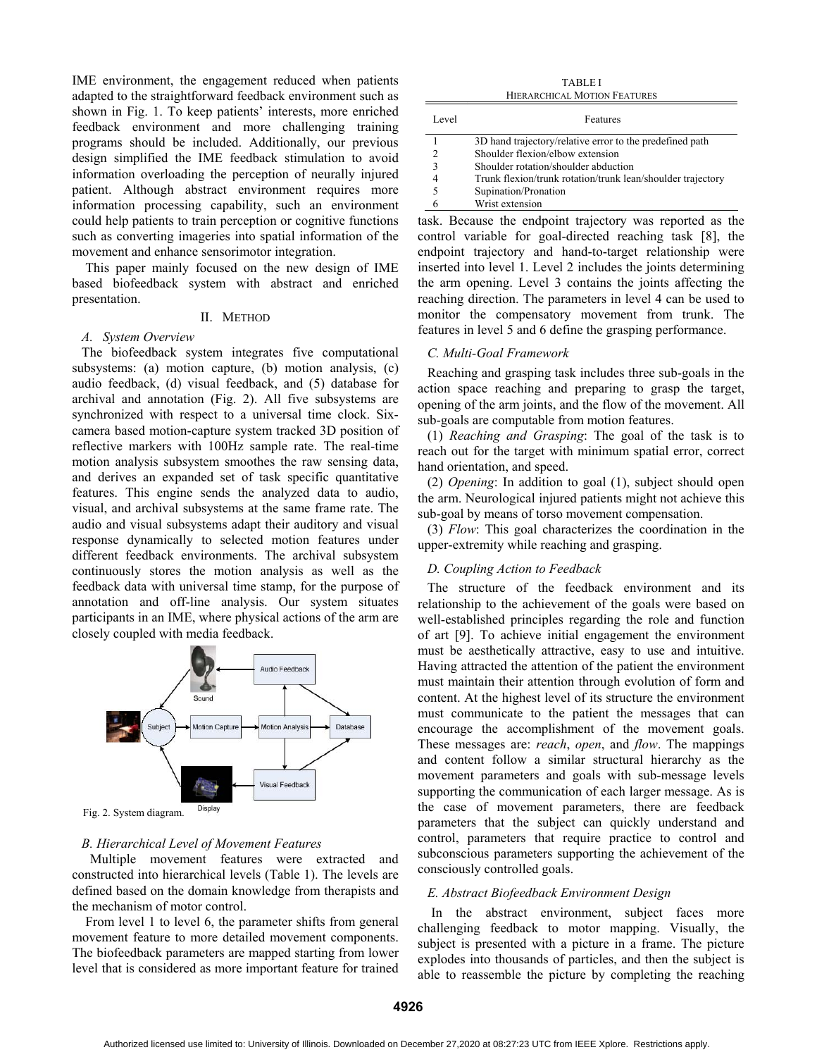IME environment, the engagement reduced when patients adapted to the straightforward feedback environment such as shown in Fig. 1. To keep patients' interests, more enriched feedback environment and more challenging training programs should be included. Additionally, our previous design simplified the IME feedback stimulation to avoid information overloading the perception of neurally injured patient. Although abstract environment requires more information processing capability, such an environment could help patients to train perception or cognitive functions such as converting imageries into spatial information of the movement and enhance sensorimotor integration.

This paper mainly focused on the new design of IME based biofeedback system with abstract and enriched presentation.

## II. Method

### A. System Overview

The biofeedback system integrates five computational subsystems: (a) motion capture, (b) motion analysis, (c) audio feedback, (d) visual feedback, and (5) database for archival and annotation (Fig. 2). All five subsystems are synchronized with respect to a universal time clock. Six-camera based motion-capture system tracked 3D position of reflective markers with 100Hz sample rate. The real-time motion analysis subsystem smoothes the raw sensing data, and derives an expanded set of task specific quantitative features. This engine sends the analyzed data to audio, visual, and archival subsystems at the same frame rate. The audio and visual subsystems adapt their auditory and visual response dynamically to selected motion features under different feedback environments. The archival subsystem continuously stores the motion analysis as well as the feedback data with universal time stamp, for the purpose of annotation and off-line analysis. Our system situates participants in an IME, where physical actions of the arm are closely coupled with media feedback.

Fig. 2. System diagram.

### B. Hierarchical Level of Movement Features

Multiple movement features were extracted and constructed into hierarchical levels (Table 1). The levels are defined based on the domain knowledge from therapists and the mechanism of motor control.

From level 1 to level 6, the parameter shifts from general movement feature to more detailed movement components. The biofeedback parameters are mapped starting from lower level that is considered as more important feature for trained task. Because the endpoint trajectory was reported as the control variable for goal-directed reaching task [8], the endpoint trajectory and hand-to-target relationship were inserted into level 1. Level 2 includes the joints determining the arm opening. Level 3 contains the joints affecting the reaching direction. The parameters in level 4 can be used to monitor the compensatory movement from trunk. The features in level 5 and 6 define the grasping performance.

TABLE I
Hierarchical Motion Features

| Level | Features |
|---|---|
| 1 | 3D hand trajectory/relative error to the predefined path |
| 2 | Shoulder flexion/elbow extension |
| 3 | Shoulder rotation/shoulder abduction |
| 4 | Trunk flexion/trunk rotation/trunk lean/shoulder trajectory |
| 5 | Supination/Pronation |
| 6 | Wrist extension |

### C. Multi-Goal Framework

Reaching and grasping task includes three sub-goals in the action space reaching and preparing to grasp the target, opening of the arm joints, and the flow of the movement. All sub-goals are computable from motion features.

(1) *Reaching and Grasping*: The goal of the task is to reach out for the target with minimum spatial error, correct hand orientation, and speed.

(2) *Opening*: In addition to goal (1), subject should open the arm. Neurological injured patients might not achieve this sub-goal by means of torso movement compensation.

(3) *Flow*: This goal characterizes the coordination in the upper-extremity while reaching and grasping.

### D. Coupling Action to Feedback

The structure of the feedback environment and its relationship to the achievement of the goals were based on well-established principles regarding the role and function of art [9]. To achieve initial engagement the environment must be aesthetically attractive, easy to use and intuitive. Having attracted the attention of the patient the environment must maintain their attention through evolution of form and content. At the highest level of its structure the environment must communicate to the patient the messages that can encourage the accomplishment of the movement goals. These messages are: *reach*, *open*, and *flow*. The mappings and content follow a similar structural hierarchy as the movement parameters and goals with sub-message levels supporting the communication of each larger message. As is the case of movement parameters, there are feedback parameters that the subject can quickly understand and control, parameters that require practice to control and subconscious parameters supporting the achievement of the consciously controlled goals.

### E. Abstract Biofeedback Environment Design

In the abstract environment, subject faces more challenging feedback to motor mapping. Visually, the subject is presented with a picture in a frame. The picture explodes into thousands of particles, and then the subject is able to reassemble the picture by completing the reaching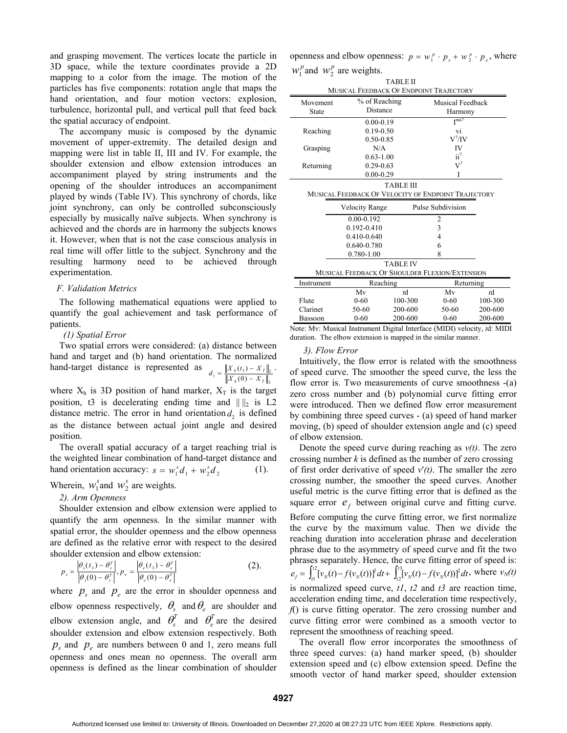and grasping movement. The vertices locate the particle in 3D space, while the texture coordinates provide a 2D mapping to a color from the image. The motion of the particles has five components: rotation angle that maps the hand orientation, and four motion vectors: explosion, turbulence, horizontal pull, and vertical pull that feed back the spatial accuracy of endpoint.

The accompany music is composed by the dynamic movement of upper-extremity. The detailed design and mapping were list in table II, III and IV. For example, the shoulder extension and elbow extension introduces an accompaniment played by string instruments and the opening of the shoulder introduces an accompaniment played by winds (Table IV). This synchrony of chords, like joint synchrony, can only be controlled subconsciously especially by musically naïve subjects. When synchrony is achieved and the chords are in harmony the subjects knows it. However, when that is not the case conscious analysis in real time will offer little to the subject. Synchrony and the resulting harmony need to be achieved through experimentation.

### F. Validation Metrics

The following mathematical equations were applied to quantify the goal achievement and task performance of patients.

*(1) Spatial Error*

Two spatial errors were considered: (a) distance between hand and target and (b) hand orientation. The normalized hand-target distance is represented as $d_1 = \frac{\|X_h(t_3) - X_T\|_2}{\|X_h(0) - X_T\|_2}$.

where $X_h$ is 3D position of hand marker, $X_T$ is the target position, t3 is decelerating ending time and $\| \|_2$ is L2 distance metric. The error in hand orientation $d_2$ is defined as the distance between actual joint angle and desired position.

The overall spatial accuracy of a target reaching trial is the weighted linear combination of hand-target distance and hand orientation accuracy: $s = w_1^s d_1 + w_2^s d_2$ (1).

Wherein, $w_1^s$ and $w_2^s$ are weights.

*2). Arm Openness*

Shoulder extension and elbow extension were applied to quantify the arm openness. In the similar manner with spatial error, the shoulder openness and the elbow openness are defined as the relative error with respect to the desired shoulder extension and elbow extension:

$$p_s = \frac{|\theta_s(t_3) - \theta_s^T|}{|\theta_s(0) - \theta_s^T|}, p_e = \frac{|\theta_e(t_3) - \theta_e^T|}{|\theta_e(0) - \theta_e^T|} \quad (2).$$

where $p_s$ and $p_e$ are the error in shoulder openness and elbow openness respectively, $\theta_s$ and $\theta_e$ are shoulder and elbow extension angle, and $\theta_s^T$ and $\theta_e^T$ are the desired shoulder extension and elbow extension respectively. Both $p_s$ and $p_e$ are numbers between 0 and 1, zero means full openness and ones mean no openness. The overall arm openness is defined as the linear combination of shoulder openness and elbow openness: $p = w_1^p \cdot p_s + w_2^p \cdot p_e$, where $w_1^p$ and $w_2^p$ are weights.

TABLE II
MUSICAL FEEDBACK OF ENDPOINT TRAJECTORY

| Movement State | % of Reaching Distance | Musical Feedback Harmony |
|---|---|---|
| | 0.00-0.19 | $I^{ma7}$ |
| Reaching | 0.19-0.50 | vi |
| | 0.50-0.85 | $V^7$/IV |
| Grasping | N/A | IV |
| | 0.63-1.00 | $ii^7$ |
| Returning | 0.29-0.63 | $V^7$ |
| | 0.00-0.29 | I |

TABLE III
MUSICAL FEEDBACK OF VELOCITY OF ENDPOINT TRAJECTORY

| Velocity Range | Pulse Subdivision |
|---|---|
| 0.00-0.192 | 2 |
| 0.192-0.410 | 3 |
| 0.410-0.640 | 4 |
| 0.640-0.780 | 6 |
| 0.780-1.00 | 8 |

TABLE IV
MUSICAL FEEDBACK OF SHOULDER FLEXION/EXTENSION

| Instrument | Reaching | | Returning | |
|---|---|---|---|---|
| | Mv | *t*d | Mv | *t*d |
| Flute | 0-60 | 100-300 | 0-60 | 100-300 |
| Clarinet | 50-60 | 200-600 | 50-60 | 200-600 |
| Bassoon | 0-60 | 200-600 | 0-60 | 200-600 |

Note: Mv: Musical Instrument Digital Interface (MIDI) velocity, *t*d: MIDI duration. The elbow extension is mapped in the similar manner.

*3). Flow Error*

Intuitively, the flow error is related with the smoothness of speed curve. The smoother the speed curve, the less the flow error is. Two measurements of curve smoothness -(a) zero cross number and (b) polynomial curve fitting error were introduced. Then we defined flow error measurement by combining three speed curves - (a) speed of hand marker moving, (b) speed of shoulder extension angle and (c) speed of elbow extension.

Denote the speed curve during reaching as *v(t)*. The zero crossing number *k* is defined as the number of zero crossing of first order derivative of speed *v′(t)*. The smaller the zero crossing number, the smoother the speed curves. Another useful metric is the curve fitting error that is defined as the square error $e_f$ between original curve and fitting curve. Before computing the curve fitting error, we first normalize the curve by the maximum value. Then we divide the reaching duration into acceleration phrase and deceleration phrase due to the asymmetry of speed curve and fit the two phrases separately. Hence, the curve fitting error of speed is: $e_f = \int_{t1}^{t2}[v_N(t) - f(v_N(t))]^2 dt + \int_{t2}^{t3}[v_N(t) - f(v_N(t))]^2 dt$, where $v_N(t)$ is normalized speed curve, *t1*, *t2* and *t3* are reaction time, acceleration ending time, and deceleration time respectively, *f*() is curve fitting operator. The zero crossing number and curve fitting error were combined as a smooth vector to represent the smoothness of reaching speed.

The overall flow error incorporates the smoothness of three speed curves: (a) hand marker speed, (b) shoulder extension speed and (c) elbow extension speed. Define the smooth vector of hand marker speed, shoulder extension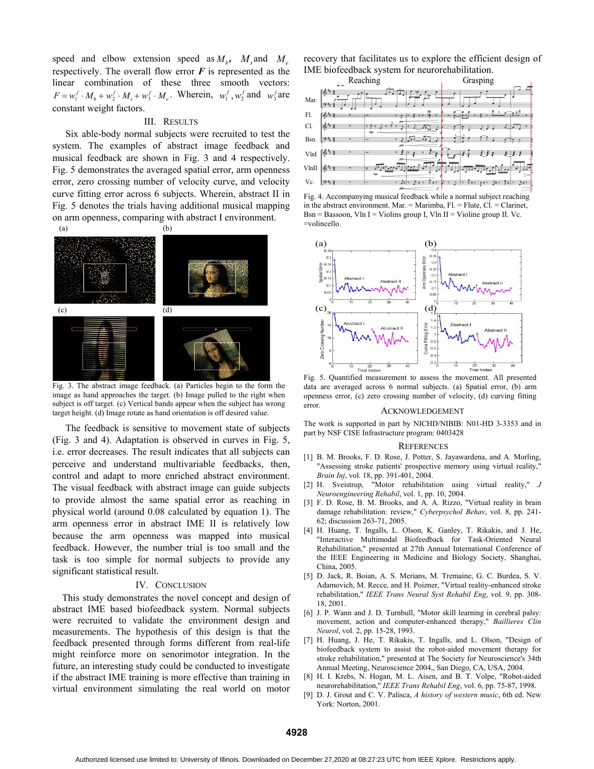speed and elbow extension speed as $M_h$, $M_s$ and $M_e$ respectively. The overall flow error $\boldsymbol{F}$ is represented as the linear combination of these three smooth vectors: $F = w_1^f \cdot M_h + w_2^f \cdot M_s + w_3^f \cdot M_e$. Wherein, $w_1^f, w_2^f$ and $w_3^f$ are constant weight factors.

## III. Results

Six able-body normal subjects were recruited to test the system. The examples of abstract image feedback and musical feedback are shown in Fig. 3 and 4 respectively. Fig. 5 demonstrates the averaged spatial error, arm openness error, zero crossing number of velocity curve, and velocity curve fitting error across 6 subjects. Wherein, abstract II in Fig. 5 denotes the trials having additional musical mapping on arm openness, comparing with abstract I environment.

(a) (b) (c) (d)

Fig. 3. The abstract image feedback. (a) Particles begin to the form the image as hand approaches the target. (b) Image pulled to the right when subject is off target. (c) Vertical bands appear when the subject has wrong target height. (d) Image rotate as hand orientation is off desired value.

The feedback is sensitive to movement state of subjects (Fig. 3 and 4). Adaptation is observed in curves in Fig. 5, i.e. error decreases. The result indicates that all subjects can perceive and understand multivariable feedbacks, then, control and adapt to more enriched abstract environment. The visual feedback with abstract image can guide subjects to provide almost the same spatial error as reaching in physical world (around 0.08 calculated by equation 1). The arm openness error in abstract IME II is relatively low because the arm openness was mapped into musical feedback. However, the number trial is too small and the task is too simple for normal subjects to provide any significant statistical result.

## IV. Conclusion

This study demonstrates the novel concept and design of abstract IME based biofeedback system. Normal subjects were recruited to validate the environment design and measurements. The hypothesis of this design is that the feedback presented through forms different from real-life might reinforce more on senorimotor integration. In the future, an interesting study could be conducted to investigate if the abstract IME training is more effective than training in virtual environment simulating the real world on motor recovery that facilitates us to explore the efficient design of IME biofeedback system for neurorehabilitation.

Reaching
Grasping
Mar.
Fl.
Cl.
Bsn.
VlnI
VlnII
Vc.

Fig. 4. Accompanying musical feedback while a normal subject reaching in the abstract environment. Mar. = Marimba, Fl. = Flute, Cl. = Clarinet, Bsn = Bassoon, Vln I = Violins group I, Vln II = Violine group II. Vc. =volincello.

(a)
Spatial Error
Abstract I
Abstract II

(b)
Arm Openness Error
Abstract I
Abstract II

(c)
Zero Crossing Number
Abstract I
Abstract II
Trial Index

(d)
Curve Fitting Error
Abstract I
Abstract II
Trial Index

Fig. 5. Quantified measurement to assess the movement. All presented data are averaged across 6 normal subjects. (a) Spatial error, (b) arm openness error, (c) zero crossing number of velocity, (d) curving fitting error.

## Acknowledgement

The work is supported in part by NICHD/NIBIB: N01-HD 3-3353 and in part by NSF CISE Infrastructure program: 0403428

## References

[1] B. M. Brooks, F. D. Rose, J. Potter, S. Jayawardena, and A. Morling, "Assessing stroke patients' prospective memory using virtual reality," *Brain Inj*, vol. 18, pp. 391-401, 2004.

[2] H. Sveistrup, "Motor rehabilitation using virtual reality," *J Neuroengineering Rehabil*, vol. 1, pp. 10, 2004.

[3] F. D. Rose, B. M. Brooks, and A. A. Rizzo, "Virtual reality in brain damage rehabilitation: review," *Cyberpsychol Behav*, vol. 8, pp. 241-62; discussion 263-71, 2005.

[4] H. Huang, T. Ingalls, L. Olson, K. Ganley, T. Rikakis, and J. He, "Interactive Multimodal Biofeedback for Task-Oriented Neural Rehabilitation," presented at 27th Annual International Conference of the IEEE Engineering in Medicine and Biology Society, Shanghai, China, 2005.

[5] D. Jack, R. Boian, A. S. Merians, M. Tremaine, G. C. Burdea, S. V. Adamovich, M. Recce, and H. Poizner, "Virtual reality-enhanced stroke rehabilitation," *IEEE Trans Neural Syst Rehabil Eng*, vol. 9, pp. 308-18, 2001.

[6] J. P. Wann and J. D. Turnbull, "Motor skill learning in cerebral palsy: movement, action and computer-enhanced therapy," *Baillieres Clin Neurol*, vol. 2, pp. 15-28, 1993.

[7] H. Huang, J. He, T. Rikakis, T. Ingalls, and L. Olson, "Design of biofeedback system to assist the robot-aided movement therapy for stroke rehabilitation," presented at The Society for Neuroscience's 34th Annual Meeting, Neuroscience 2004,, San Diego, CA, USA, 2004.

[8] H. I. Krebs, N. Hogan, M. L. Aisen, and B. T. Volpe, "Robot-aided neurorehabilitation," *IEEE Trans Rehabil Eng*, vol. 6, pp. 75-87, 1998.

[9] D. J. Grout and C. V. Palisca, *A history of western music*, 6th ed. New York: Norton, 2001.